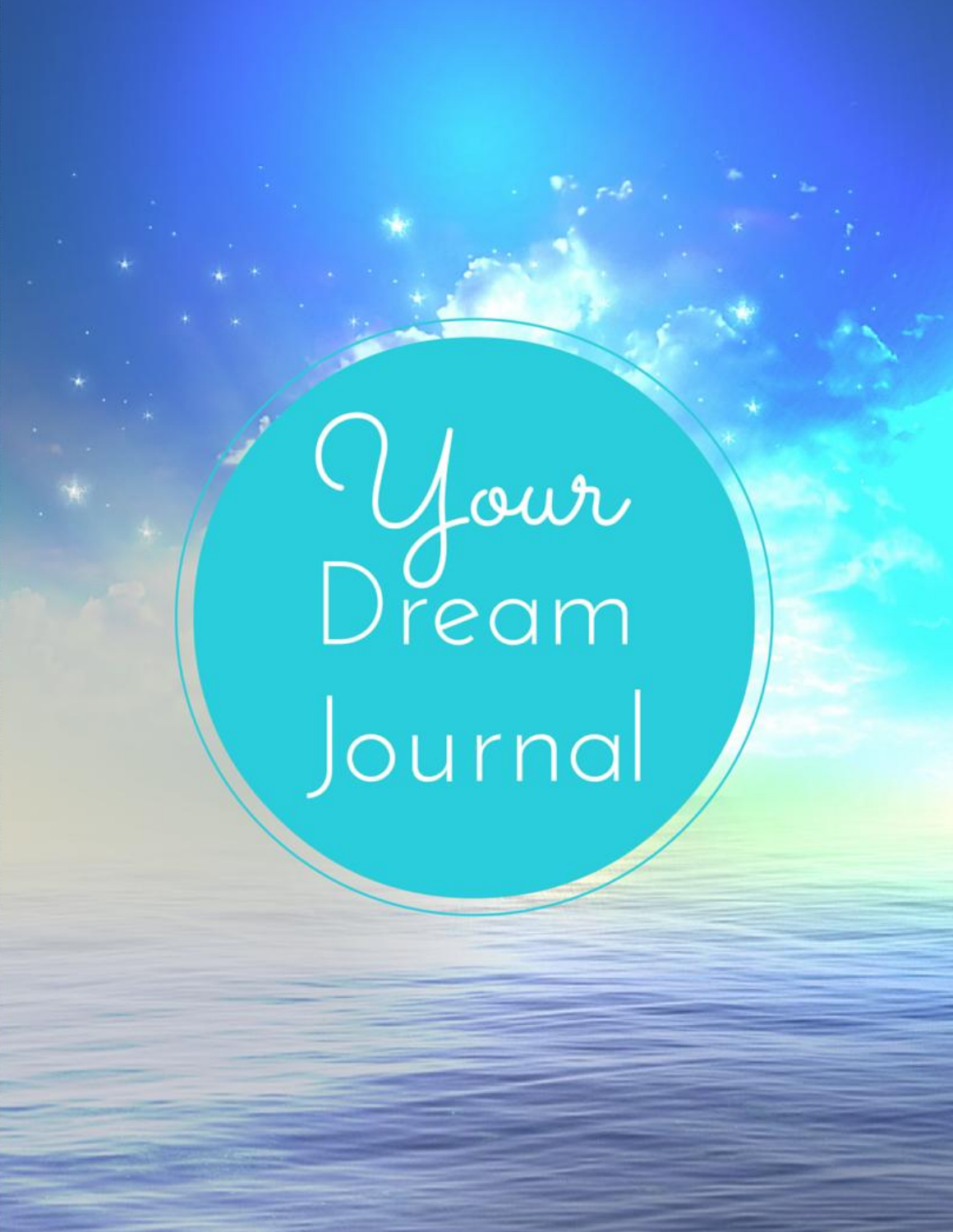# Your Dream Journal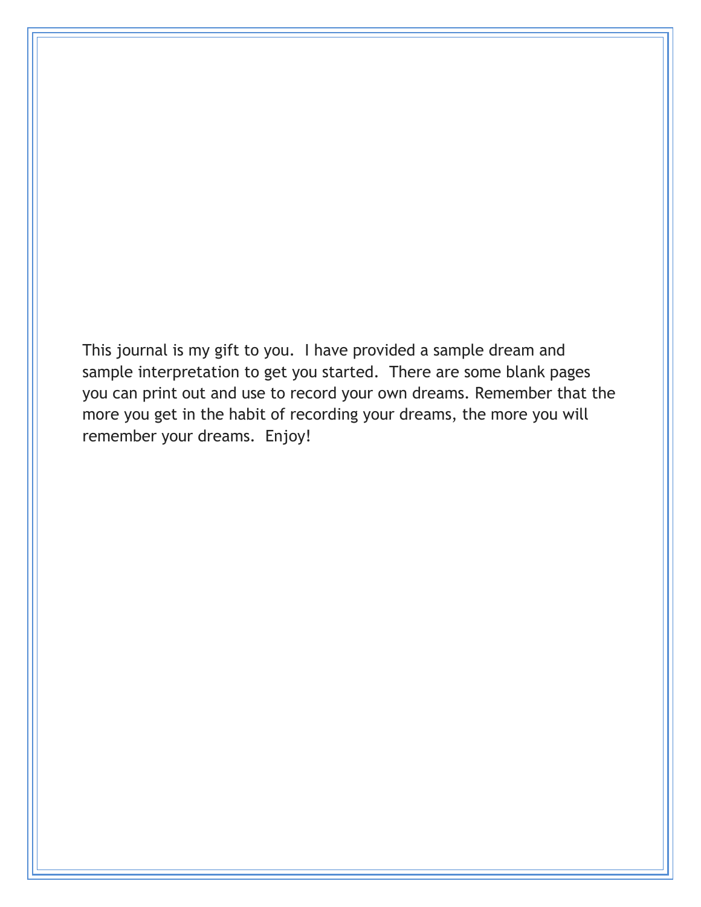This journal is my gift to you. I have provided a sample dream and sample interpretation to get you started. There are some blank pages you can print out and use to record your own dreams. Remember that the more you get in the habit of recording your dreams, the more you will remember your dreams. Enjoy!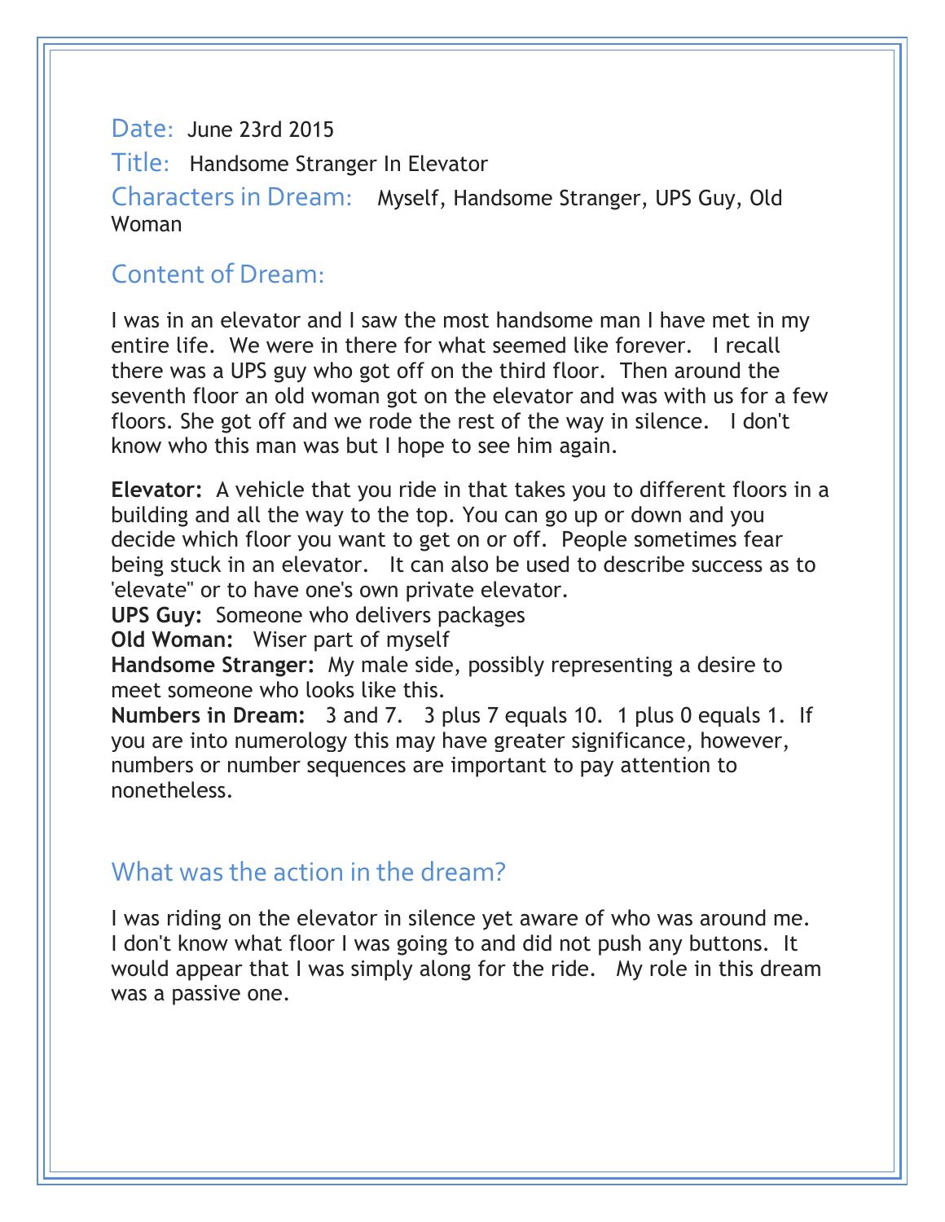**Date:** June 23rd 2015

**Title:** Handsome Stranger In Elevator

**Characters in Dream:** Myself, Handsome Stranger, UPS Guy, Old Woman

## Content of Dream:

I was in an elevator and I saw the most handsome man I have met in my entire life. We were in there for what seemed like forever. I recall there was a UPS guy who got off on the third floor. Then around the seventh floor an old woman got on the elevator and was with us for a few floors. She got off and we rode the rest of the way in silence. I don't know who this man was but I hope to see him again.

**Elevator:** A vehicle that you ride in that takes you to different floors in a building and all the way to the top. You can go up or down and you decide which floor you want to get on or off. People sometimes fear being stuck in an elevator. It can also be used to describe success as to 'elevate" or to have one's own private elevator.
**UPS Guy:** Someone who delivers packages
**Old Woman:** Wiser part of myself
**Handsome Stranger:** My male side, possibly representing a desire to meet someone who looks like this.
**Numbers in Dream:** 3 and 7. 3 plus 7 equals 10. 1 plus 0 equals 1. If you are into numerology this may have greater significance, however, numbers or number sequences are important to pay attention to nonetheless.

## What was the action in the dream?

I was riding on the elevator in silence yet aware of who was around me. I don't know what floor I was going to and did not push any buttons. It would appear that I was simply along for the ride. My role in this dream was a passive one.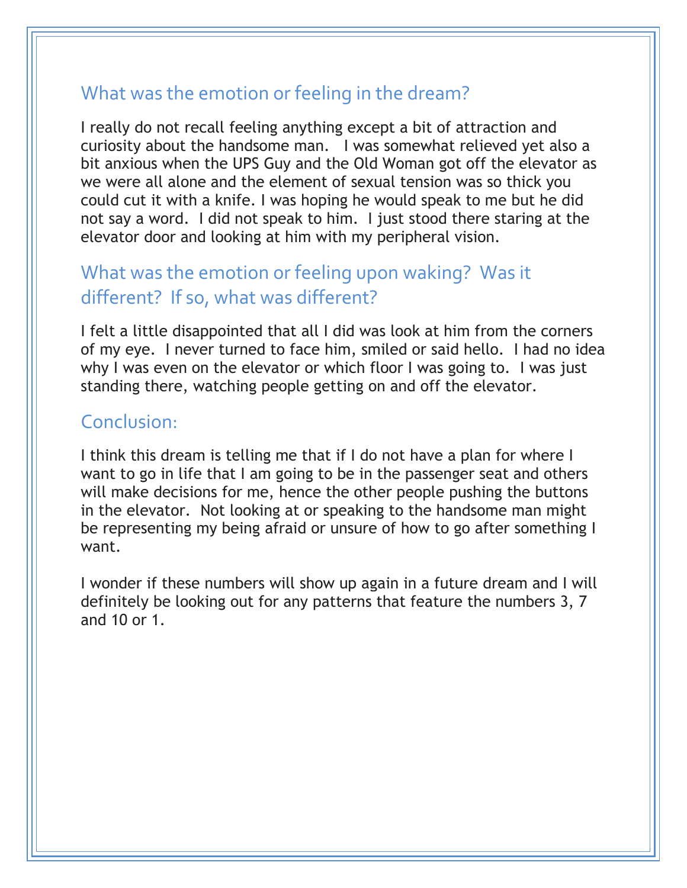## What was the emotion or feeling in the dream?

I really do not recall feeling anything except a bit of attraction and curiosity about the handsome man. I was somewhat relieved yet also a bit anxious when the UPS Guy and the Old Woman got off the elevator as we were all alone and the element of sexual tension was so thick you could cut it with a knife. I was hoping he would speak to me but he did not say a word. I did not speak to him. I just stood there staring at the elevator door and looking at him with my peripheral vision.

## What was the emotion or feeling upon waking? Was it different? If so, what was different?

I felt a little disappointed that all I did was look at him from the corners of my eye. I never turned to face him, smiled or said hello. I had no idea why I was even on the elevator or which floor I was going to. I was just standing there, watching people getting on and off the elevator.

## Conclusion:

I think this dream is telling me that if I do not have a plan for where I want to go in life that I am going to be in the passenger seat and others will make decisions for me, hence the other people pushing the buttons in the elevator. Not looking at or speaking to the handsome man might be representing my being afraid or unsure of how to go after something I want.

I wonder if these numbers will show up again in a future dream and I will definitely be looking out for any patterns that feature the numbers 3, 7 and 10 or 1.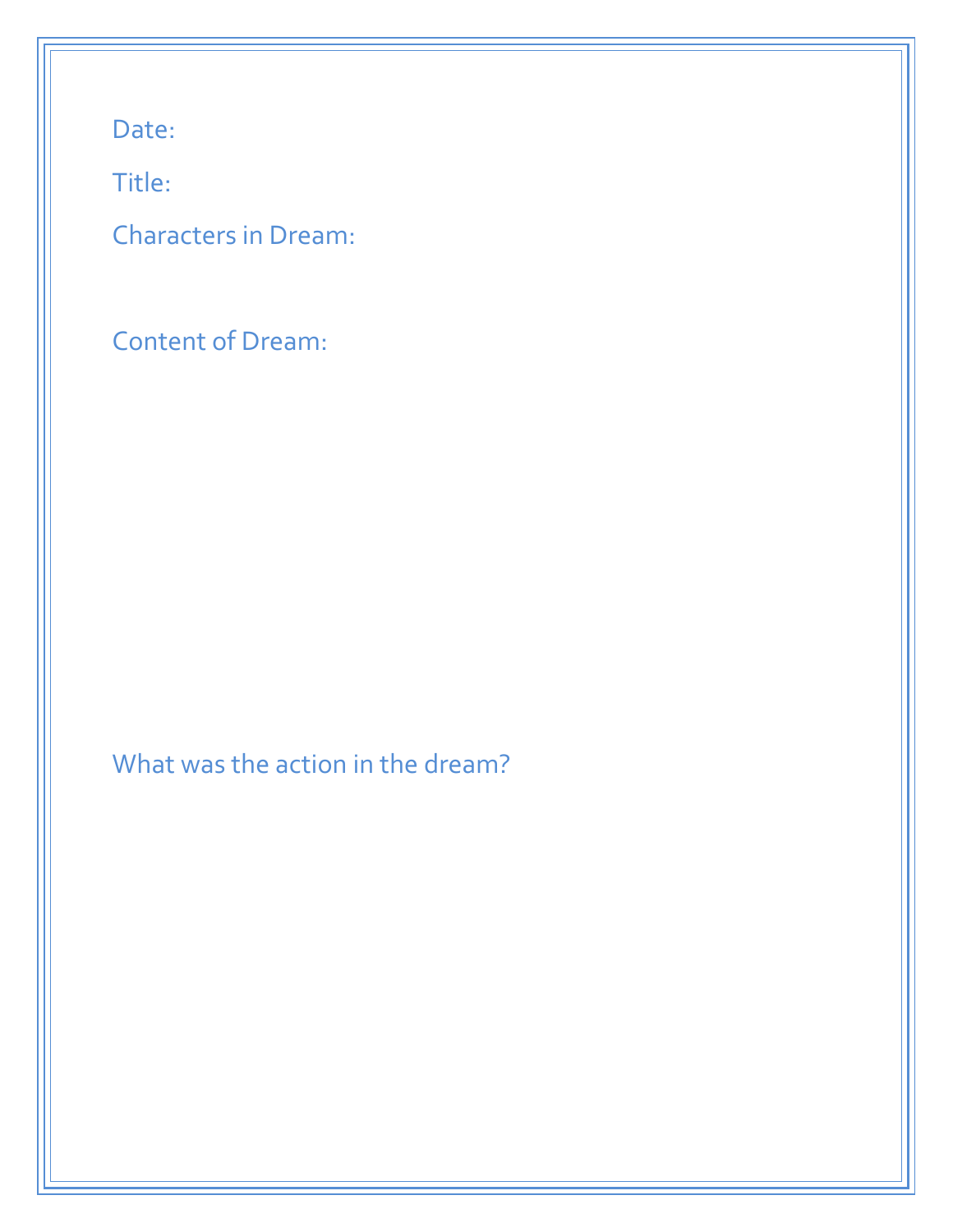Date:

Title:

Characters in Dream:

Content of Dream:

What was the action in the dream?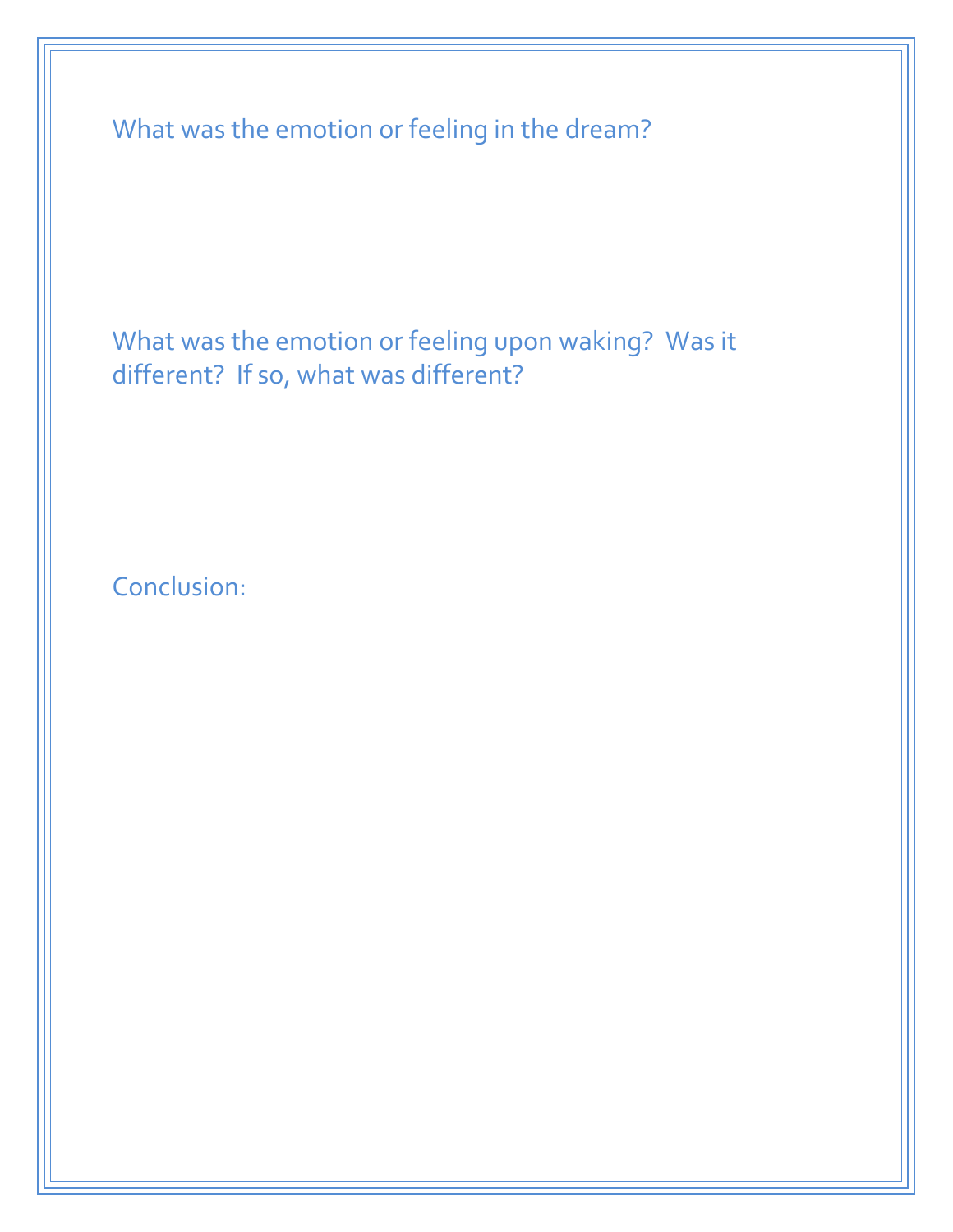What was the emotion or feeling in the dream?

What was the emotion or feeling upon waking? Was it different? If so, what was different?

Conclusion: